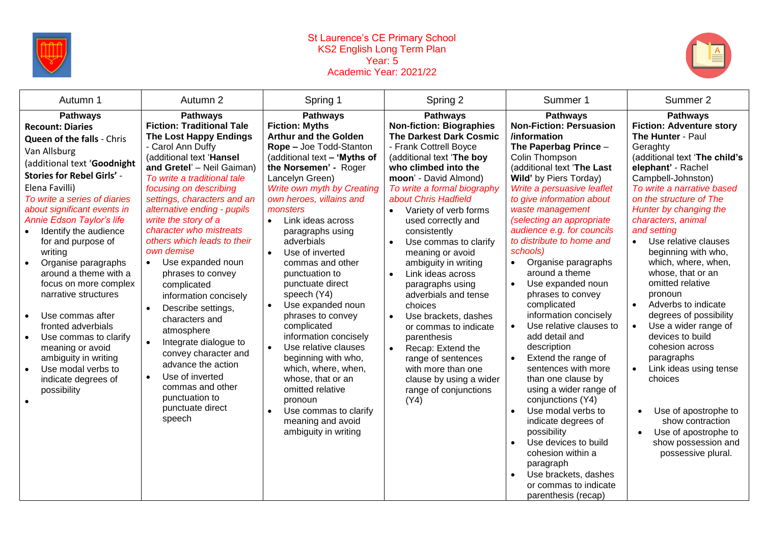# St Laurence's CE Primary School
## KS2 English Long Term Plan
### Year: 5
### Academic Year: 2021/22

| Autumn 1 | Autumn 2 | Spring 1 | Spring 2 | Summer 1 | Summer 2 |
|---|---|---|---|---|---|
| **Pathways**<br>**Recount: Diaries**<br>**Queen of the falls** - Chris Van Allsburg<br>(additional text '**Goodnight Stories for Rebel Girls'** - Elena Favilli)<br>*To write a series of diaries about significant events in Annie Edson Taylor's life*<br>• Identify the audience for and purpose of writing<br>• Organise paragraphs around a theme with a focus on more complex narrative structures<br>• Use commas after fronted adverbials<br>• Use commas to clarify meaning or avoid ambiguity in writing<br>• Use modal verbs to indicate degrees of possibility<br>• | **Pathways**<br>**Fiction: Traditional Tale**<br>**The Lost Happy Endings** - Carol Ann Duffy<br>(additional text '**Hansel and Gretel**' – Neil Gaiman)<br>*To write a traditional tale focusing on describing settings, characters and an alternative ending - pupils write the story of a character who mistreats others which leads to their own demise*<br>• Use expanded noun phrases to convey complicated information concisely<br>• Describe settings, characters and atmosphere<br>• Integrate dialogue to convey character and advance the action<br>• Use of inverted commas and other punctuation to punctuate direct speech | **Pathways**<br>**Fiction: Myths**<br>**Arthur and the Golden Rope –** Joe Todd-Stanton<br>(additional text **– 'Myths of the Norsemen' -** Roger Lancelyn Green)<br>*Write own myth by Creating own heroes, villains and monsters*<br>• Link ideas across paragraphs using adverbials<br>• Use of inverted commas and other punctuation to punctuate direct speech (Y4)<br>• Use expanded noun phrases to convey complicated information concisely<br>• Use relative clauses beginning with who, which, where, when, whose, that or an omitted relative pronoun<br>• Use commas to clarify meaning and avoid ambiguity in writing | **Pathways**<br>**Non-fiction: Biographies**<br>**The Darkest Dark Cosmic** - Frank Cottrell Boyce<br>(additional text '**The boy who climbed into the moon**' - David Almond)<br>*To write a formal biography about Chris Hadfield*<br>• Variety of verb forms used correctly and consistently<br>• Use commas to clarify meaning or avoid ambiguity in writing<br>• Link ideas across paragraphs using adverbials and tense choices<br>• Use brackets, dashes or commas to indicate parenthesis<br>• Recap: Extend the range of sentences with more than one clause by using a wider range of conjunctions (Y4) | **Pathways**<br>**Non-Fiction: Persuasion /information**<br>**The Paperbag Prince** – Colin Thompson<br>(additional text '**The Last Wild'** by Piers Torday)<br>*Write a persuasive leaflet to give information about waste management (selecting an appropriate audience e.g. for councils to distribute to home and schools)*<br>• Organise paragraphs around a theme<br>• Use expanded noun phrases to convey complicated information concisely<br>• Use relative clauses to add detail and description<br>• Extend the range of sentences with more than one clause by using a wider range of conjunctions (Y4)<br>• Use modal verbs to indicate degrees of possibility<br>• Use devices to build cohesion within a paragraph<br>• Use brackets, dashes or commas to indicate parenthesis (recap) | **Pathways**<br>**Fiction: Adventure story**<br>**The Hunter** - Paul Geraghty<br>(additional text '**The child's elephant'** - Rachel Campbell-Johnston)<br>*To write a narrative based on the structure of The Hunter by changing the characters, animal and setting*<br>• Use relative clauses beginning with who, which, where, when, whose, that or an omitted relative pronoun<br>• Adverbs to indicate degrees of possibility<br>• Use a wider range of devices to build cohesion across paragraphs<br>• Link ideas using tense choices<br>• Use of apostrophe to show contraction<br>• Use of apostrophe to show possession and possessive plural. |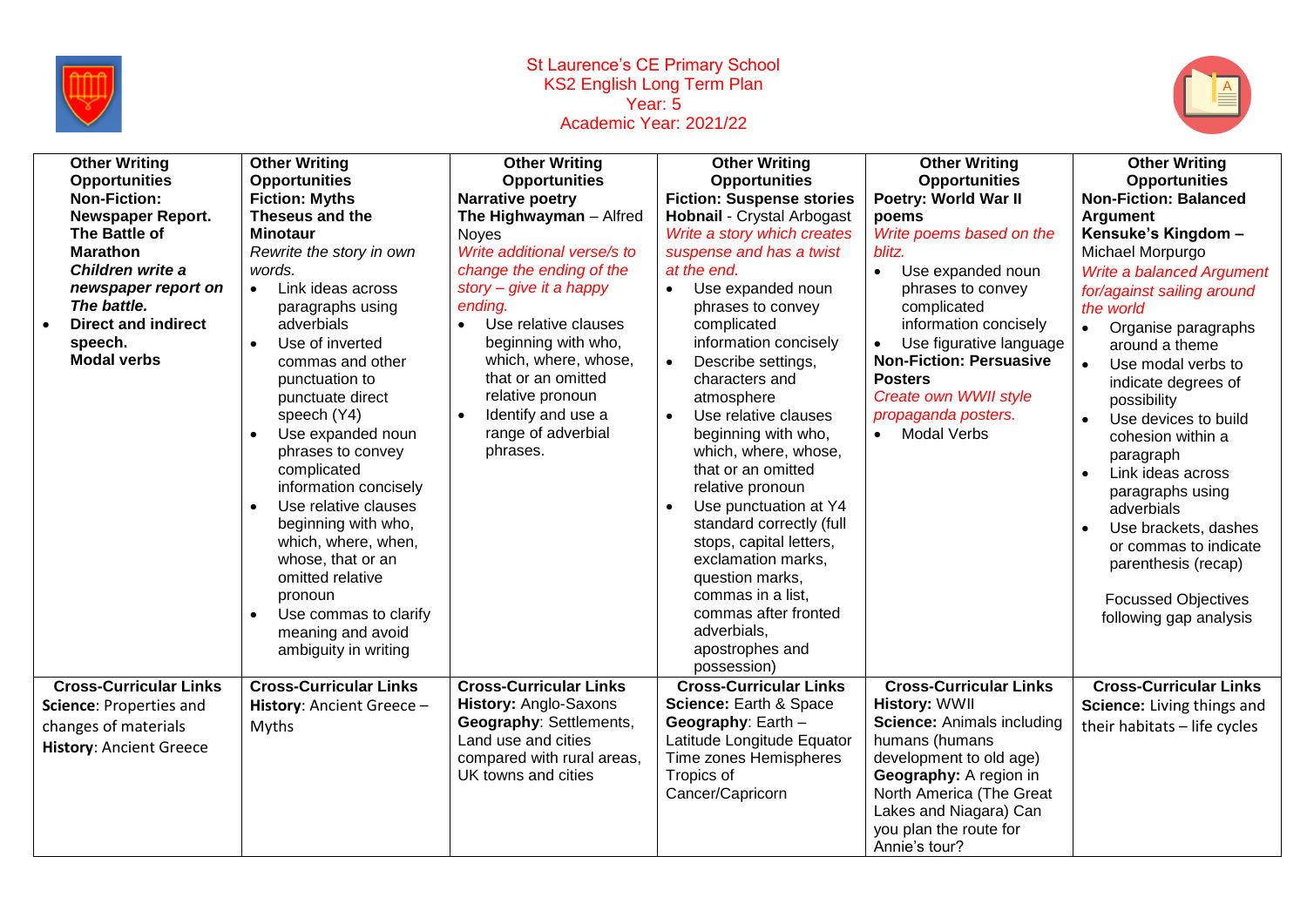St Laurence's CE Primary School
KS2 English Long Term Plan
Year: 5
Academic Year: 2021/22

| **Other Writing Opportunities** | **Other Writing Opportunities** | **Other Writing Opportunities** | **Other Writing Opportunities** | **Other Writing Opportunities** | **Other Writing Opportunities** |
|---|---|---|---|---|---|
| **Non-Fiction: Newspaper Report. The Battle of Marathon** <br> ***Children write a newspaper report on The battle.*** <br> • **Direct and indirect speech.** <br> **Modal verbs** | **Fiction: Myths Theseus and the Minotaur** <br> *Rewrite the story in own words.* <br> • Link ideas across paragraphs using adverbials <br> • Use of inverted commas and other punctuation to punctuate direct speech (Y4) <br> • Use expanded noun phrases to convey complicated information concisely <br> • Use relative clauses beginning with who, which, where, when, whose, that or an omitted relative pronoun <br> • Use commas to clarify meaning and avoid ambiguity in writing | **Narrative poetry** <br> **The Highwayman** – Alfred Noyes <br> *Write additional verse/s to change the ending of the story – give it a happy ending.* <br> • Use relative clauses beginning with who, which, where, whose, that or an omitted relative pronoun <br> • Identify and use a range of adverbial phrases. | **Fiction: Suspense stories** <br> **Hobnail** - Crystal Arbogast <br> *Write a story which creates suspense and has a twist at the end.* <br> • Use expanded noun phrases to convey complicated information concisely <br> • Describe settings, characters and atmosphere <br> • Use relative clauses beginning with who, which, where, whose, that or an omitted relative pronoun <br> • Use punctuation at Y4 standard correctly (full stops, capital letters, exclamation marks, question marks, commas in a list, commas after fronted adverbials, apostrophes and possession) | **Poetry: World War II poems** <br> *Write poems based on the blitz.* <br> • Use expanded noun phrases to convey complicated information concisely <br> • Use figurative language <br> **Non-Fiction: Persuasive Posters** <br> *Create own WWII style propaganda posters.* <br> • Modal Verbs | **Non-Fiction: Balanced Argument** <br> **Kensuke's Kingdom** – Michael Morpurgo <br> *Write a balanced Argument for/against sailing around the world* <br> • Organise paragraphs around a theme <br> • Use modal verbs to indicate degrees of possibility <br> • Use devices to build cohesion within a paragraph <br> • Link ideas across paragraphs using adverbials <br> • Use brackets, dashes or commas to indicate parenthesis (recap) <br> Focussed Objectives following gap analysis |
| **Cross-Curricular Links** <br> **Science**: Properties and changes of materials <br> **History**: Ancient Greece | **Cross-Curricular Links** <br> **History**: Ancient Greece – Myths | **Cross-Curricular Links** <br> **History:** Anglo-Saxons <br> **Geography**: Settlements, Land use and cities compared with rural areas, UK towns and cities | **Cross-Curricular Links** <br> **Science:** Earth & Space <br> **Geography**: Earth – Latitude Longitude Equator Time zones Hemispheres Tropics of Cancer/Capricorn | **Cross-Curricular Links** <br> **History:** WWII <br> **Science:** Animals including humans (humans development to old age) <br> **Geography:** A region in North America (The Great Lakes and Niagara) Can you plan the route for Annie's tour? | **Cross-Curricular Links** <br> **Science:** Living things and their habitats – life cycles |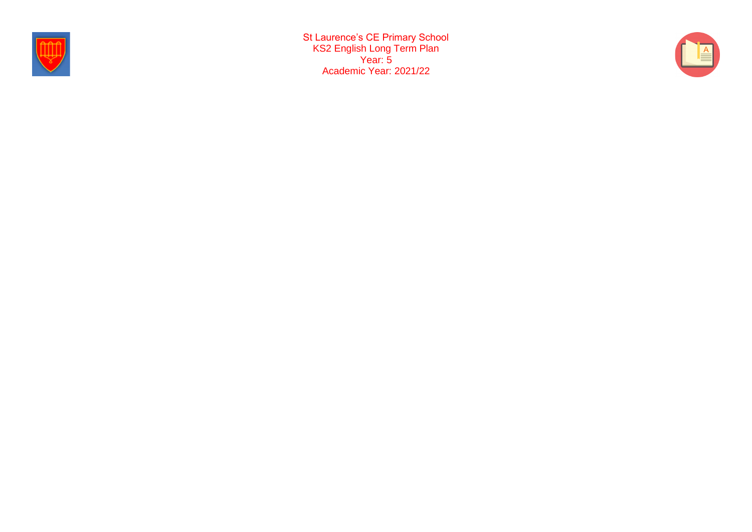St Laurence's CE Primary School
KS2 English Long Term Plan
Year: 5
Academic Year: 2021/22